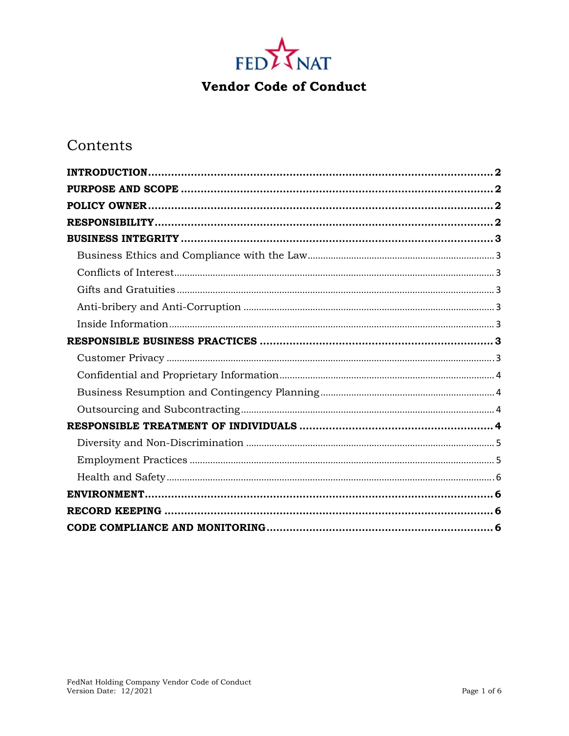# Vendor Code of Contact

# Vendor Code of Conduct

## Contents

**INTRODUCTION** ... **2**

**PURPOSE AND SCOPE** ... **2**

**POLICY OWNER** ... **2**

**RESPONSIBILITY** ... **2**

**BUSINESS INTEGRITY** ... **3**

- Business Ethics and Compliance with the Law ... 3
- Conflicts of Interest ... 3
- Gifts and Gratuities ... 3
- Anti-bribery and Anti-Corruption ... 3
- Inside Information ... 3

**RESPONSIBLE BUSINESS PRACTICES** ... **3**

- Customer Privacy ... 3
- Confidential and Proprietary Information ... 4
- Business Resumption and Contingency Planning ... 4
- Outsourcing and Subcontracting ... 4

**RESPONSIBLE TREATMENT OF INDIVIDUALS** ... **4**

- Diversity and Non-Discrimination ... 5
- Employment Practices ... 5
- Health and Safety ... 6

**ENVIRONMENT** ... **6**

**RECORD KEEPING** ... **6**

**CODE COMPLIANCE AND MONITORING** ... **6**

FedNat Holding Company Vendor Code of Conduct
Version Date: 12/2021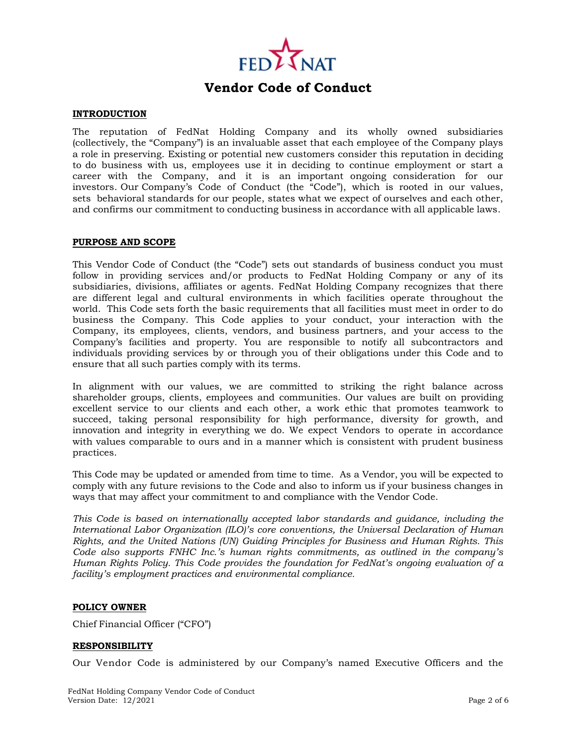# Vendor Code of Conduct

**INTRODUCTION**

The reputation of FedNat Holding Company and its wholly owned subsidiaries (collectively, the "Company") is an invaluable asset that each employee of the Company plays a role in preserving. Existing or potential new customers consider this reputation in deciding to do business with us, employees use it in deciding to continue employment or start a career with the Company, and it is an important ongoing consideration for our investors. Our Company's Code of Conduct (the "Code"), which is rooted in our values, sets behavioral standards for our people, states what we expect of ourselves and each other, and confirms our commitment to conducting business in accordance with all applicable laws.

**PURPOSE AND SCOPE**

This Vendor Code of Conduct (the "Code") sets out standards of business conduct you must follow in providing services and/or products to FedNat Holding Company or any of its subsidiaries, divisions, affiliates or agents. FedNat Holding Company recognizes that there are different legal and cultural environments in which facilities operate throughout the world. This Code sets forth the basic requirements that all facilities must meet in order to do business the Company. This Code applies to your conduct, your interaction with the Company, its employees, clients, vendors, and business partners, and your access to the Company's facilities and property. You are responsible to notify all subcontractors and individuals providing services by or through you of their obligations under this Code and to ensure that all such parties comply with its terms.

In alignment with our values, we are committed to striking the right balance across shareholder groups, clients, employees and communities. Our values are built on providing excellent service to our clients and each other, a work ethic that promotes teamwork to succeed, taking personal responsibility for high performance, diversity for growth, and innovation and integrity in everything we do. We expect Vendors to operate in accordance with values comparable to ours and in a manner which is consistent with prudent business practices.

This Code may be updated or amended from time to time. As a Vendor, you will be expected to comply with any future revisions to the Code and also to inform us if your business changes in ways that may affect your commitment to and compliance with the Vendor Code.

*This Code is based on internationally accepted labor standards and guidance, including the International Labor Organization (ILO)'s core conventions, the Universal Declaration of Human Rights, and the United Nations (UN) Guiding Principles for Business and Human Rights. This Code also supports FNHC Inc.'s human rights commitments, as outlined in the company's Human Rights Policy. This Code provides the foundation for FedNat's ongoing evaluation of a facility's employment practices and environmental compliance.*

**POLICY OWNER**

Chief Financial Officer ("CFO")

**RESPONSIBILITY**

Our Vendor Code is administered by our Company's named Executive Officers and the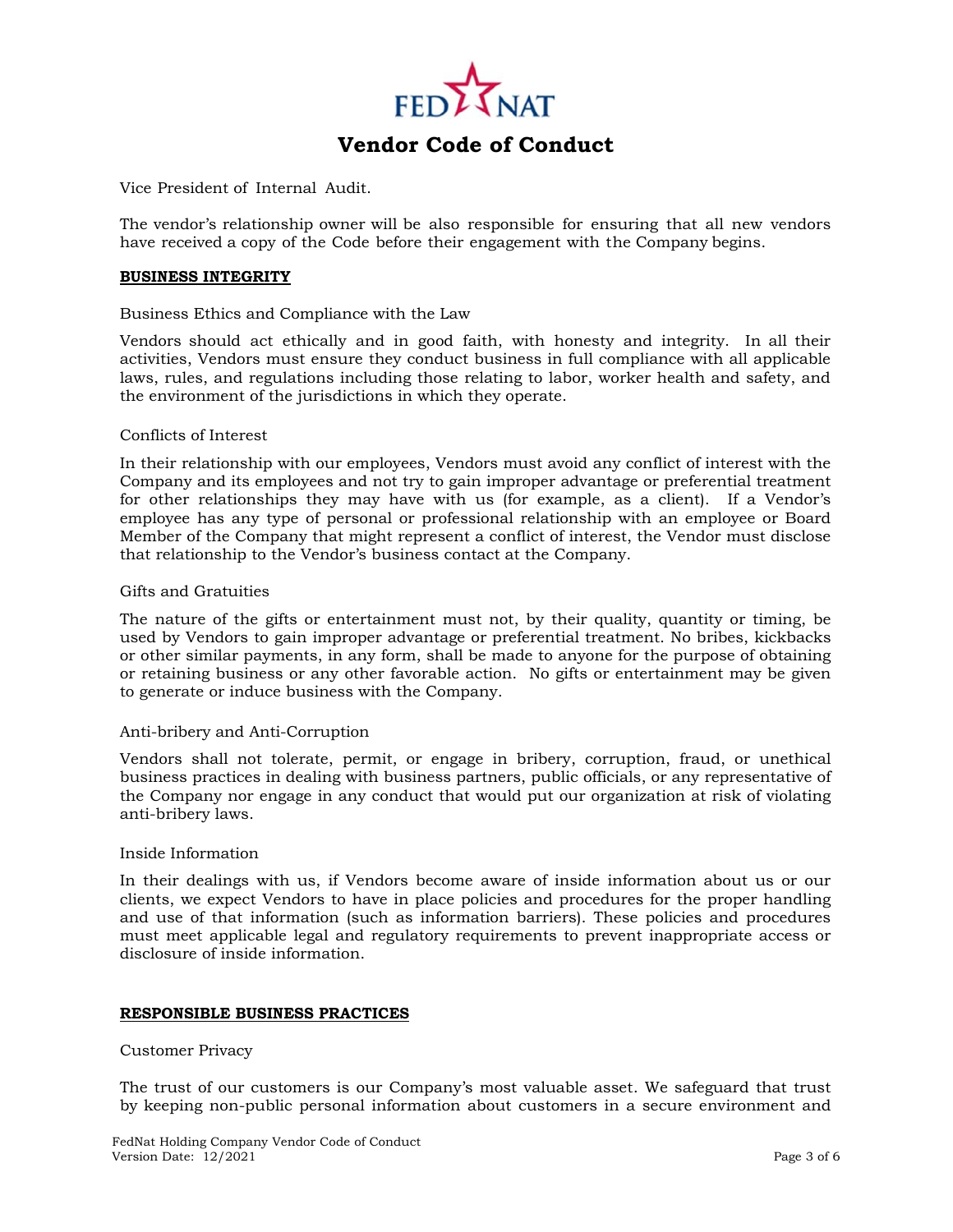Vice President of Internal Audit.

The vendor's relationship owner will be also responsible for ensuring that all new vendors have received a copy of the Code before their engagement with the Company begins.

## BUSINESS INTEGRITY

Business Ethics and Compliance with the Law

Vendors should act ethically and in good faith, with honesty and integrity. In all their activities, Vendors must ensure they conduct business in full compliance with all applicable laws, rules, and regulations including those relating to labor, worker health and safety, and the environment of the jurisdictions in which they operate.

Conflicts of Interest

In their relationship with our employees, Vendors must avoid any conflict of interest with the Company and its employees and not try to gain improper advantage or preferential treatment for other relationships they may have with us (for example, as a client). If a Vendor's employee has any type of personal or professional relationship with an employee or Board Member of the Company that might represent a conflict of interest, the Vendor must disclose that relationship to the Vendor's business contact at the Company.

Gifts and Gratuities

The nature of the gifts or entertainment must not, by their quality, quantity or timing, be used by Vendors to gain improper advantage or preferential treatment. No bribes, kickbacks or other similar payments, in any form, shall be made to anyone for the purpose of obtaining or retaining business or any other favorable action. No gifts or entertainment may be given to generate or induce business with the Company.

Anti-bribery and Anti-Corruption

Vendors shall not tolerate, permit, or engage in bribery, corruption, fraud, or unethical business practices in dealing with business partners, public officials, or any representative of the Company nor engage in any conduct that would put our organization at risk of violating anti-bribery laws.

Inside Information

In their dealings with us, if Vendors become aware of inside information about us or our clients, we expect Vendors to have in place policies and procedures for the proper handling and use of that information (such as information barriers). These policies and procedures must meet applicable legal and regulatory requirements to prevent inappropriate access or disclosure of inside information.

## RESPONSIBLE BUSINESS PRACTICES

Customer Privacy

The trust of our customers is our Company's most valuable asset. We safeguard that trust by keeping non-public personal information about customers in a secure environment and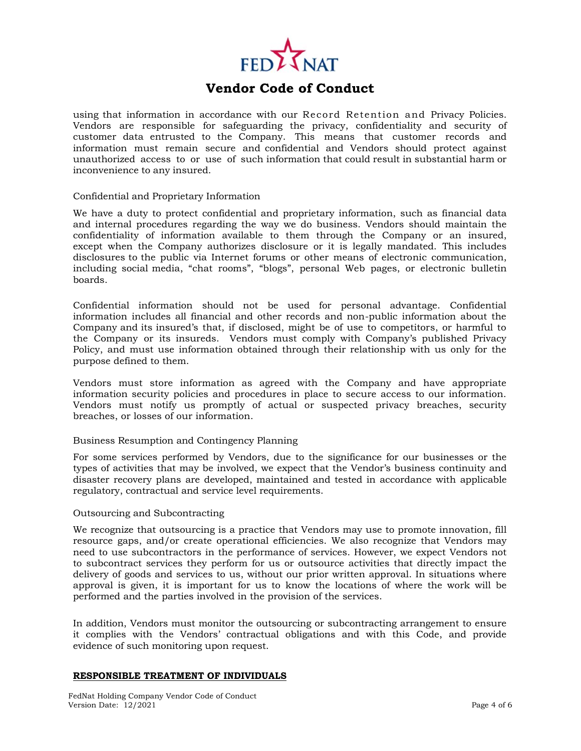using that information in accordance with our Record Retention and Privacy Policies. Vendors are responsible for safeguarding the privacy, confidentiality and security of customer data entrusted to the Company. This means that customer records and information must remain secure and confidential and Vendors should protect against unauthorized access to or use of such information that could result in substantial harm or inconvenience to any insured.

Confidential and Proprietary Information

We have a duty to protect confidential and proprietary information, such as financial data and internal procedures regarding the way we do business. Vendors should maintain the confidentiality of information available to them through the Company or an insured, except when the Company authorizes disclosure or it is legally mandated. This includes disclosures to the public via Internet forums or other means of electronic communication, including social media, "chat rooms", "blogs", personal Web pages, or electronic bulletin boards.

Confidential information should not be used for personal advantage. Confidential information includes all financial and other records and non-public information about the Company and its insured's that, if disclosed, might be of use to competitors, or harmful to the Company or its insureds. Vendors must comply with Company's published Privacy Policy, and must use information obtained through their relationship with us only for the purpose defined to them.

Vendors must store information as agreed with the Company and have appropriate information security policies and procedures in place to secure access to our information. Vendors must notify us promptly of actual or suspected privacy breaches, security breaches, or losses of our information.

Business Resumption and Contingency Planning

For some services performed by Vendors, due to the significance for our businesses or the types of activities that may be involved, we expect that the Vendor's business continuity and disaster recovery plans are developed, maintained and tested in accordance with applicable regulatory, contractual and service level requirements.

Outsourcing and Subcontracting

We recognize that outsourcing is a practice that Vendors may use to promote innovation, fill resource gaps, and/or create operational efficiencies. We also recognize that Vendors may need to use subcontractors in the performance of services. However, we expect Vendors not to subcontract services they perform for us or outsource activities that directly impact the delivery of goods and services to us, without our prior written approval. In situations where approval is given, it is important for us to know the locations of where the work will be performed and the parties involved in the provision of the services.

In addition, Vendors must monitor the outsourcing or subcontracting arrangement to ensure it complies with the Vendors' contractual obligations and with this Code, and provide evidence of such monitoring upon request.

**RESPONSIBLE TREATMENT OF INDIVIDUALS**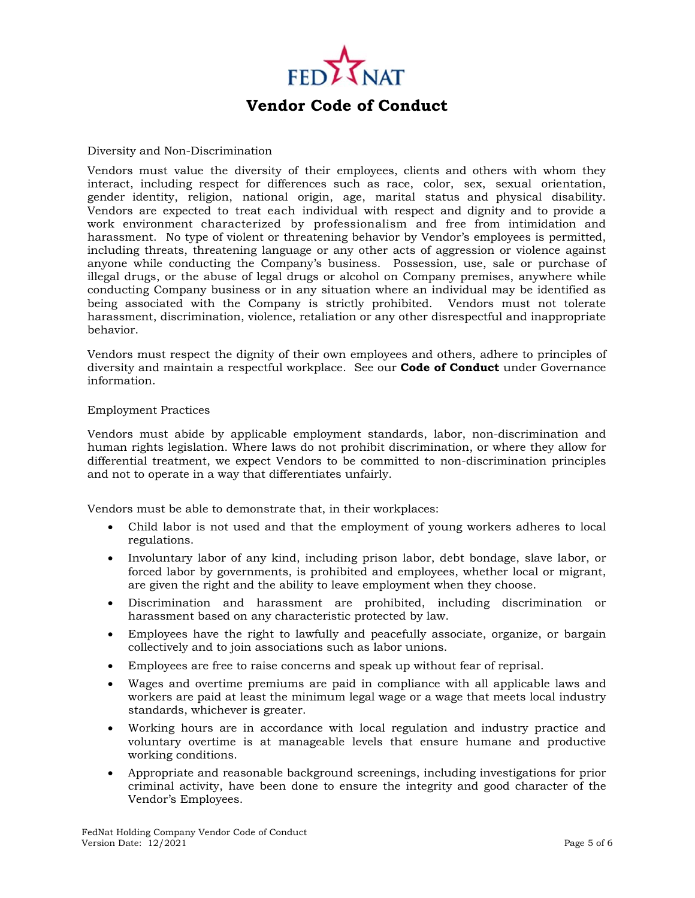# Vendor Code of Conduct

Diversity and Non-Discrimination

Vendors must value the diversity of their employees, clients and others with whom they interact, including respect for differences such as race, color, sex, sexual orientation, gender identity, religion, national origin, age, marital status and physical disability. Vendors are expected to treat each individual with respect and dignity and to provide a work environment characterized by professionalism and free from intimidation and harassment. No type of violent or threatening behavior by Vendor's employees is permitted, including threats, threatening language or any other acts of aggression or violence against anyone while conducting the Company's business. Possession, use, sale or purchase of illegal drugs, or the abuse of legal drugs or alcohol on Company premises, anywhere while conducting Company business or in any situation where an individual may be identified as being associated with the Company is strictly prohibited. Vendors must not tolerate harassment, discrimination, violence, retaliation or any other disrespectful and inappropriate behavior.

Vendors must respect the dignity of their own employees and others, adhere to principles of diversity and maintain a respectful workplace. See our **Code of Conduct** under Governance information.

Employment Practices

Vendors must abide by applicable employment standards, labor, non-discrimination and human rights legislation. Where laws do not prohibit discrimination, or where they allow for differential treatment, we expect Vendors to be committed to non-discrimination principles and not to operate in a way that differentiates unfairly.

Vendors must be able to demonstrate that, in their workplaces:

- Child labor is not used and that the employment of young workers adheres to local regulations.
- Involuntary labor of any kind, including prison labor, debt bondage, slave labor, or forced labor by governments, is prohibited and employees, whether local or migrant, are given the right and the ability to leave employment when they choose.
- Discrimination and harassment are prohibited, including discrimination or harassment based on any characteristic protected by law.
- Employees have the right to lawfully and peacefully associate, organize, or bargain collectively and to join associations such as labor unions.
- Employees are free to raise concerns and speak up without fear of reprisal.
- Wages and overtime premiums are paid in compliance with all applicable laws and workers are paid at least the minimum legal wage or a wage that meets local industry standards, whichever is greater.
- Working hours are in accordance with local regulation and industry practice and voluntary overtime is at manageable levels that ensure humane and productive working conditions.
- Appropriate and reasonable background screenings, including investigations for prior criminal activity, have been done to ensure the integrity and good character of the Vendor's Employees.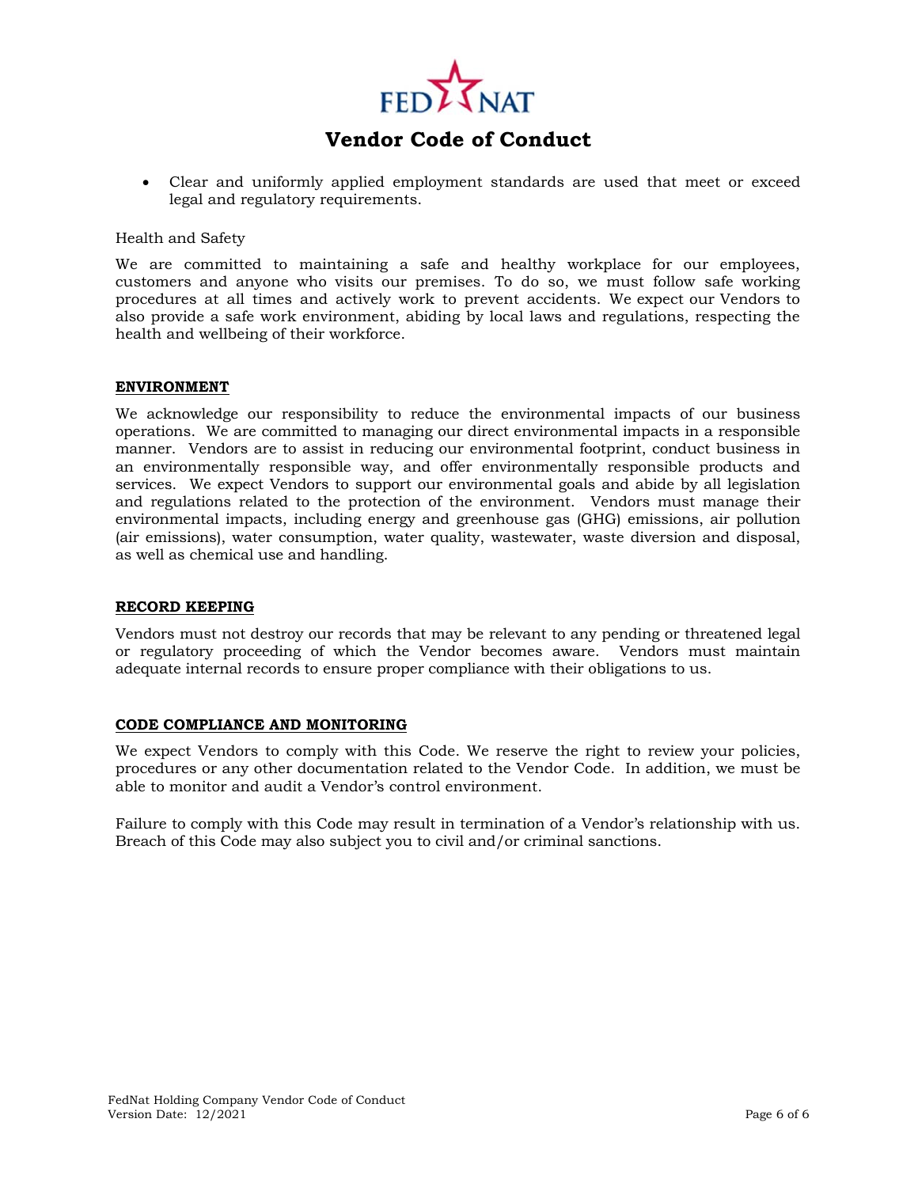- Clear and uniformly applied employment standards are used that meet or exceed legal and regulatory requirements.

Health and Safety

We are committed to maintaining a safe and healthy workplace for our employees, customers and anyone who visits our premises. To do so, we must follow safe working procedures at all times and actively work to prevent accidents. We expect our Vendors to also provide a safe work environment, abiding by local laws and regulations, respecting the health and wellbeing of their workforce.

## ENVIRONMENT

We acknowledge our responsibility to reduce the environmental impacts of our business operations. We are committed to managing our direct environmental impacts in a responsible manner. Vendors are to assist in reducing our environmental footprint, conduct business in an environmentally responsible way, and offer environmentally responsible products and services. We expect Vendors to support our environmental goals and abide by all legislation and regulations related to the protection of the environment. Vendors must manage their environmental impacts, including energy and greenhouse gas (GHG) emissions, air pollution (air emissions), water consumption, water quality, wastewater, waste diversion and disposal, as well as chemical use and handling.

## RECORD KEEPING

Vendors must not destroy our records that may be relevant to any pending or threatened legal or regulatory proceeding of which the Vendor becomes aware. Vendors must maintain adequate internal records to ensure proper compliance with their obligations to us.

## CODE COMPLIANCE AND MONITORING

We expect Vendors to comply with this Code. We reserve the right to review your policies, procedures or any other documentation related to the Vendor Code. In addition, we must be able to monitor and audit a Vendor's control environment.

Failure to comply with this Code may result in termination of a Vendor's relationship with us. Breach of this Code may also subject you to civil and/or criminal sanctions.